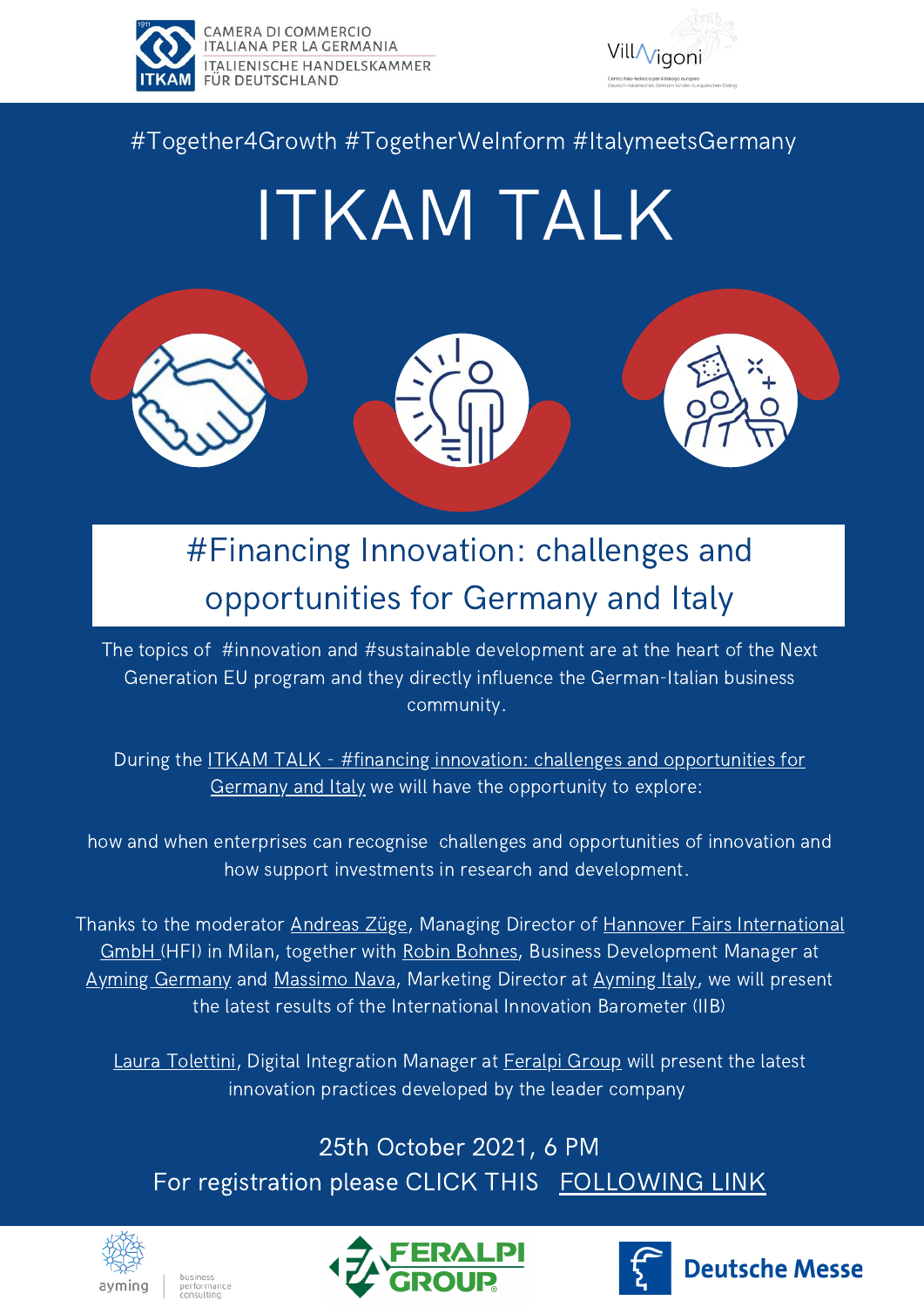CAMERA DI COMMERCIO ITALIANA PER LA GERMANIA
ITALIENISCHE HANDELSKAMMER FÜR DEUTSCHLAND

Villa Vigoni
Centro italo-tedesco per il dialogo europeo
Deutsch-Italienisches Zentrum für den Europäischen Dialog

#Together4Growth #TogetherWeInform #ItalymeetsGermany

# ITKAM TALK

## #Financing Innovation: challenges and opportunities for Germany and Italy

The topics of #innovation and #sustainable development are at the heart of the Next Generation EU program and they directly influence the German-Italian business community.

During the ITKAM TALK - #financing innovation: challenges and opportunities for Germany and Italy we will have the opportunity to explore:

how and when enterprises can recognise challenges and opportunities of innovation and how support investments in research and development.

Thanks to the moderator Andreas Züge, Managing Director of Hannover Fairs International GmbH (HFI) in Milan, together with Robin Bohnes, Business Development Manager at Ayming Germany and Massimo Nava, Marketing Director at Ayming Italy, we will present the latest results of the International Innovation Barometer (IIB)

Laura Tolettini, Digital Integration Manager at Feralpi Group will present the latest innovation practices developed by the leader company

25th October 2021, 6 PM

For registration please CLICK THIS FOLLOWING LINK

ayming | business performance consulting

FERALPI GROUP

Deutsche Messe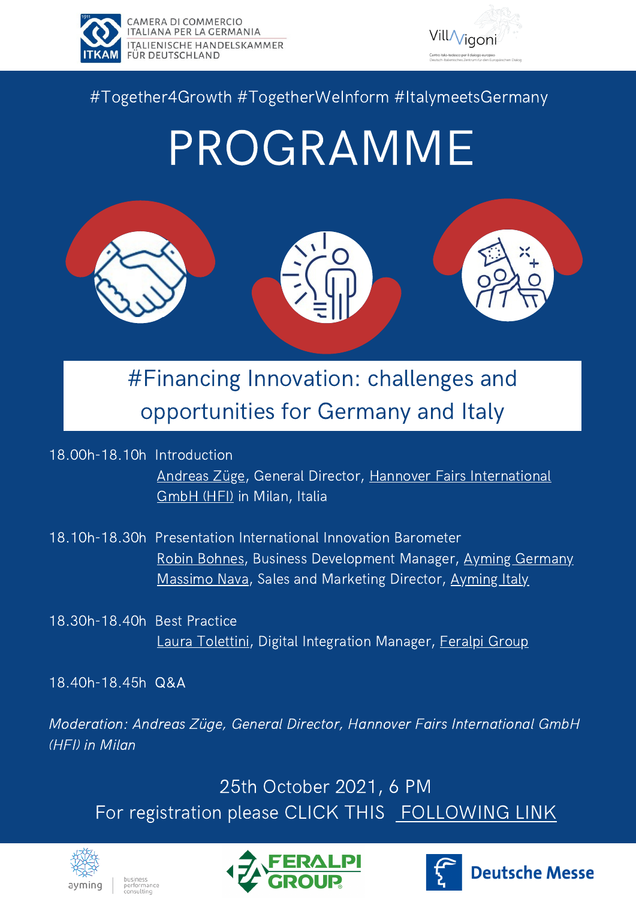CAMERA DI COMMERCIO ITALIANA PER LA GERMANIA
ITALIENISCHE HANDELSKAMMER FÜR DEUTSCHLAND

#Together4Growth #TogetherWeInform #ItalymeetsGermany

# PROGRAMME

## #Financing Innovation: challenges and opportunities for Germany and Italy

18.00h-18.10h Introduction
Andreas Züge, General Director, Hannover Fairs International GmbH (HFI) in Milan, Italia

18.10h-18.30h Presentation International Innovation Barometer
Robin Bohnes, Business Development Manager, Ayming Germany
Massimo Nava, Sales and Marketing Director, Ayming Italy

18.30h-18.40h Best Practice
Laura Tolettini, Digital Integration Manager, Feralpi Group

18.40h-18.45h Q&A

*Moderation: Andreas Züge, General Director, Hannover Fairs International GmbH (HFI) in Milan*

25th October 2021, 6 PM

For registration please CLICK THIS FOLLOWING LINK